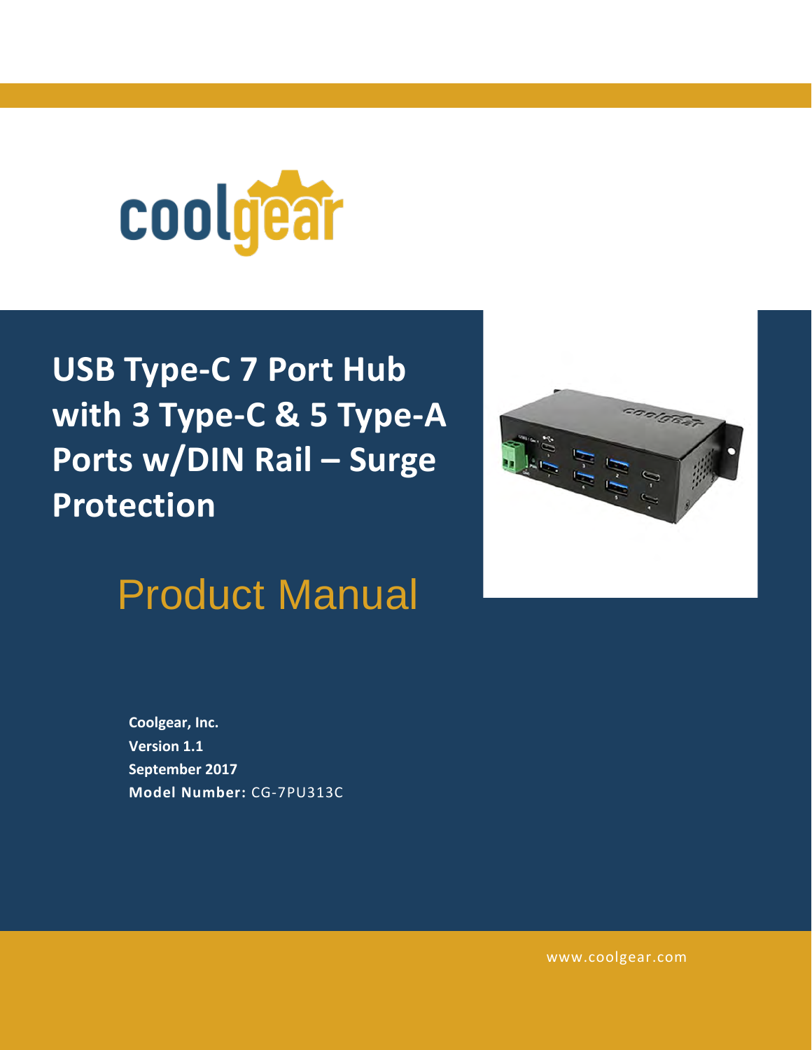coolgear

# USB Type-C 7 Port Hub with 3 Type-C & 5 Type-A Ports w/DIN Rail – Surge Protection

## Product Manual

**Coolgear, Inc.**
**Version 1.1**
**September 2017**
**Model Number:** CG-7PU313C

www.coolgear.com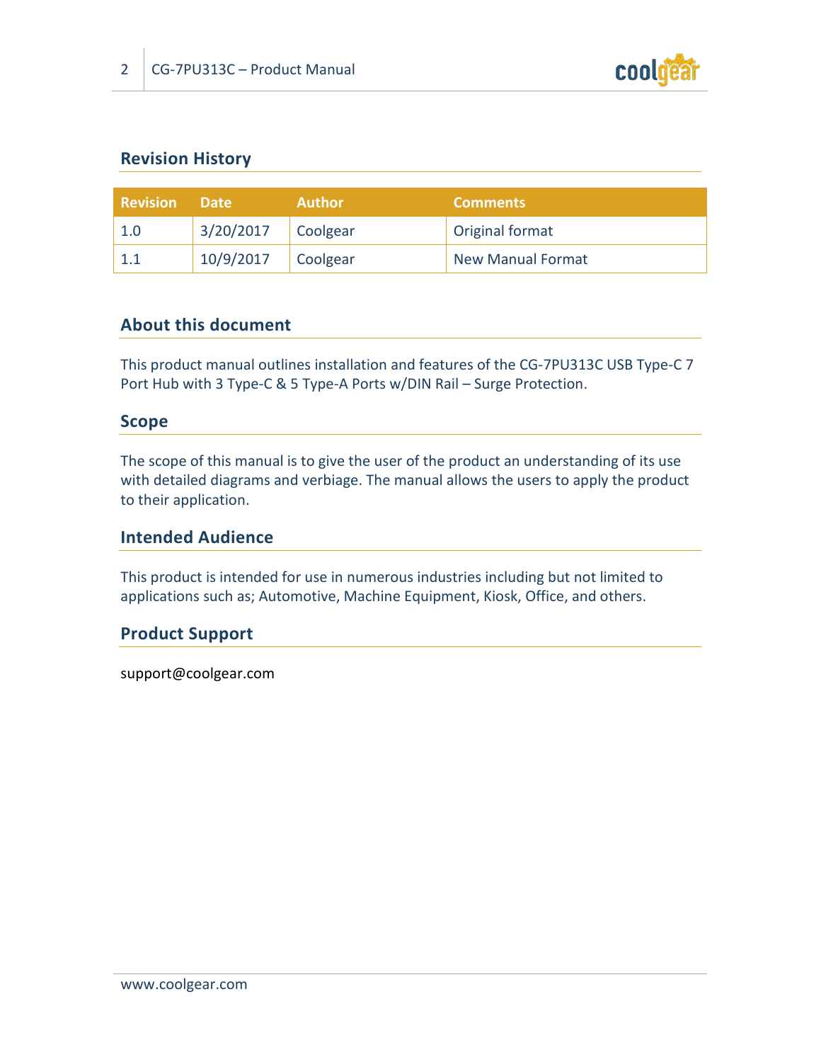## Revision History

| Revision | Date | Author | Comments |
|---|---|---|---|
| 1.0 | 3/20/2017 | Coolgear | Original format |
| 1.1 | 10/9/2017 | Coolgear | New Manual Format |

## About this document

This product manual outlines installation and features of the CG-7PU313C USB Type-C 7 Port Hub with 3 Type-C & 5 Type-A Ports w/DIN Rail – Surge Protection.

## Scope

The scope of this manual is to give the user of the product an understanding of its use with detailed diagrams and verbiage. The manual allows the users to apply the product to their application.

## Intended Audience

This product is intended for use in numerous industries including but not limited to applications such as; Automotive, Machine Equipment, Kiosk, Office, and others.

## Product Support

support@coolgear.com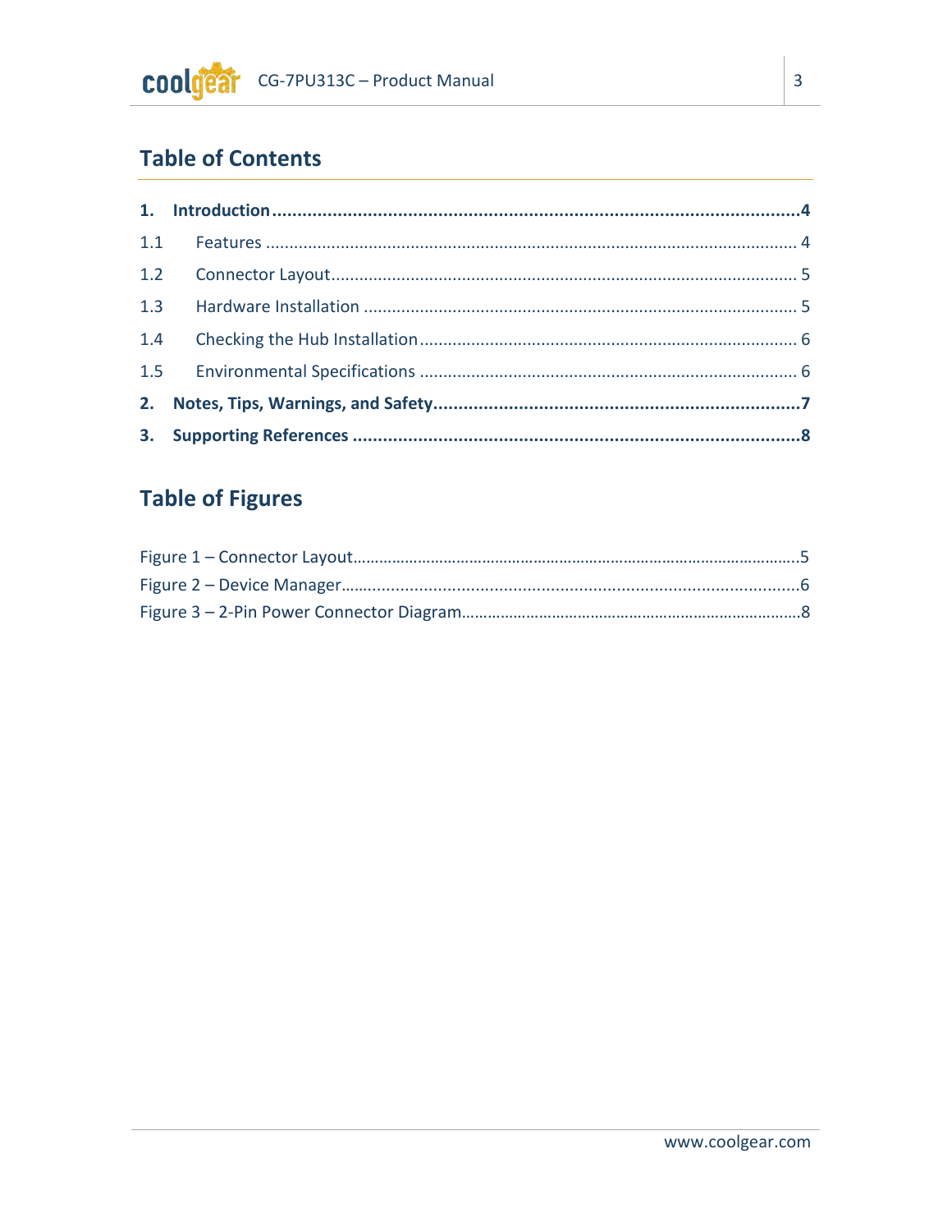## Table of Contents

**1. Introduction** ........................................................ **4**

1.1 Features ........................................................ 4

1.2 Connector Layout ........................................................ 5

1.3 Hardware Installation ........................................................ 5

1.4 Checking the Hub Installation ........................................................ 6

1.5 Environmental Specifications ........................................................ 6

**2. Notes, Tips, Warnings, and Safety** ........................................................ **7**

**3. Supporting References** ........................................................ **8**

## Table of Figures

Figure 1 – Connector Layout........................................................5

Figure 2 – Device Manager........................................................6

Figure 3 – 2-Pin Power Connector Diagram........................................................8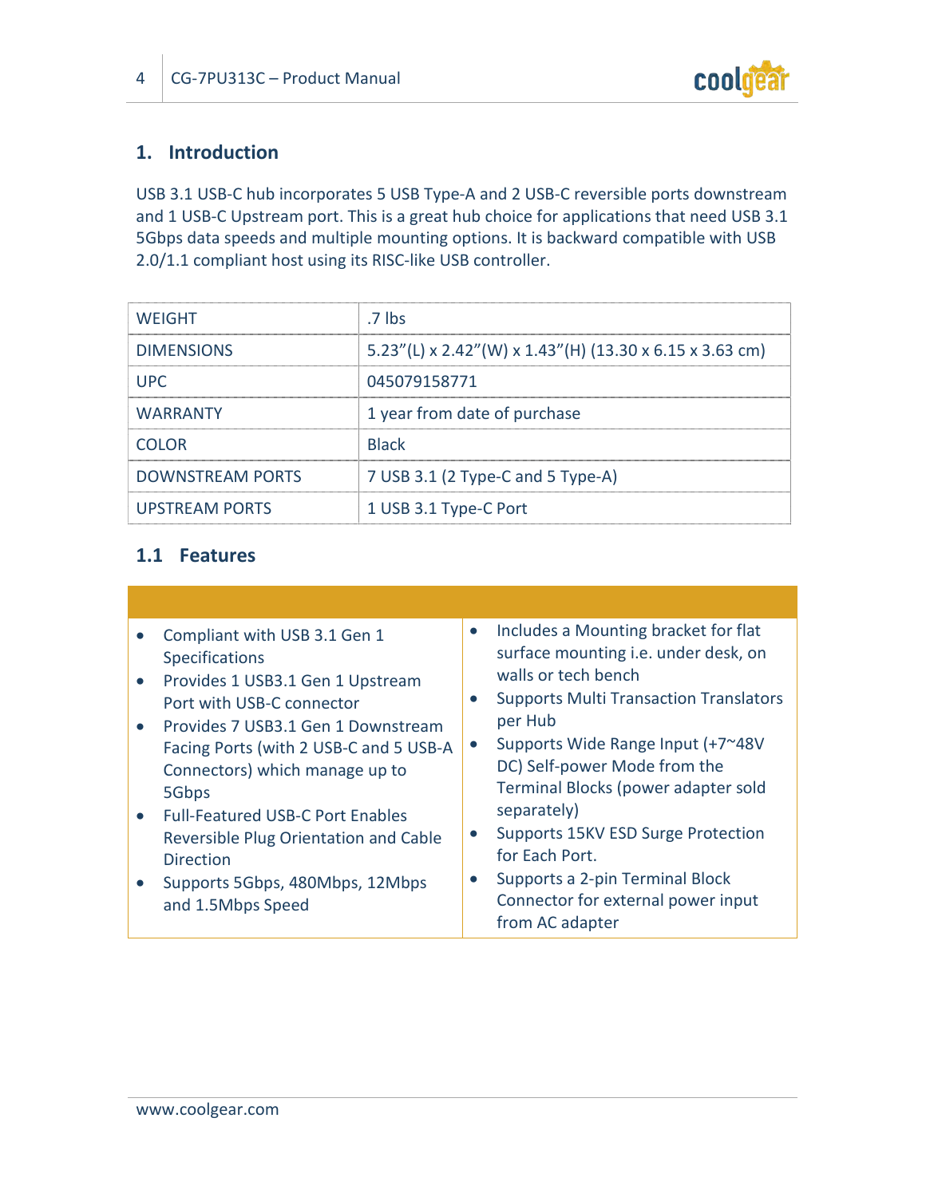## 1. Introduction

USB 3.1 USB-C hub incorporates 5 USB Type-A and 2 USB-C reversible ports downstream and 1 USB-C Upstream port. This is a great hub choice for applications that need USB 3.1 5Gbps data speeds and multiple mounting options. It is backward compatible with USB 2.0/1.1 compliant host using its RISC-like USB controller.

| | |
|---|---|
| WEIGHT | .7 lbs |
| DIMENSIONS | 5.23"(L) x 2.42"(W) x 1.43"(H) (13.30 x 6.15 x 3.63 cm) |
| UPC | 045079158771 |
| WARRANTY | 1 year from date of purchase |
| COLOR | Black |
| DOWNSTREAM PORTS | 7 USB 3.1 (2 Type-C and 5 Type-A) |
| UPSTREAM PORTS | 1 USB 3.1 Type-C Port |

### 1.1 Features

- Compliant with USB 3.1 Gen 1 Specifications
- Provides 1 USB3.1 Gen 1 Upstream Port with USB-C connector
- Provides 7 USB3.1 Gen 1 Downstream Facing Ports (with 2 USB-C and 5 USB-A Connectors) which manage up to 5Gbps
- Full-Featured USB-C Port Enables Reversible Plug Orientation and Cable Direction
- Supports 5Gbps, 480Mbps, 12Mbps and 1.5Mbps Speed
- Includes a Mounting bracket for flat surface mounting i.e. under desk, on walls or tech bench
- Supports Multi Transaction Translators per Hub
- Supports Wide Range Input (+7~48V DC) Self-power Mode from the Terminal Blocks (power adapter sold separately)
- Supports 15KV ESD Surge Protection for Each Port.
- Supports a 2-pin Terminal Block Connector for external power input from AC adapter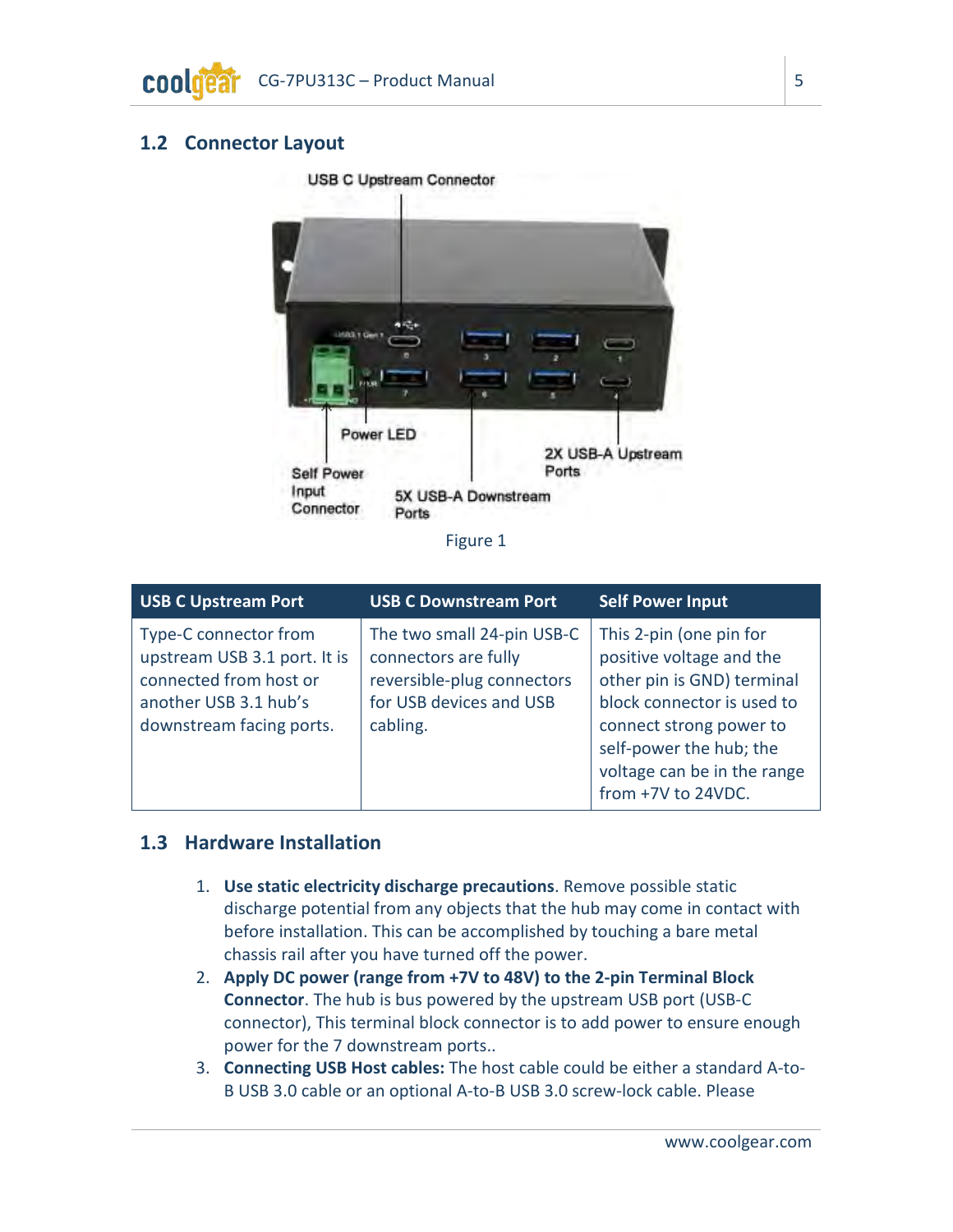## 1.2 Connector Layout

Figure 1

| USB C Upstream Port | USB C Downstream Port | Self Power Input |
| --- | --- | --- |
| Type-C connector from upstream USB 3.1 port. It is connected from host or another USB 3.1 hub's downstream facing ports. | The two small 24-pin USB-C connectors are fully reversible-plug connectors for USB devices and USB cabling. | This 2-pin (one pin for positive voltage and the other pin is GND) terminal block connector is used to connect strong power to self-power the hub; the voltage can be in the range from +7V to 24VDC. |

## 1.3 Hardware Installation

1. **Use static electricity discharge precautions**. Remove possible static discharge potential from any objects that the hub may come in contact with before installation. This can be accomplished by touching a bare metal chassis rail after you have turned off the power.
2. **Apply DC power (range from +7V to 48V) to the 2-pin Terminal Block Connector**. The hub is bus powered by the upstream USB port (USB-C connector), This terminal block connector is to add power to ensure enough power for the 7 downstream ports..
3. **Connecting USB Host cables:** The host cable could be either a standard A-to-B USB 3.0 cable or an optional A-to-B USB 3.0 screw-lock cable. Please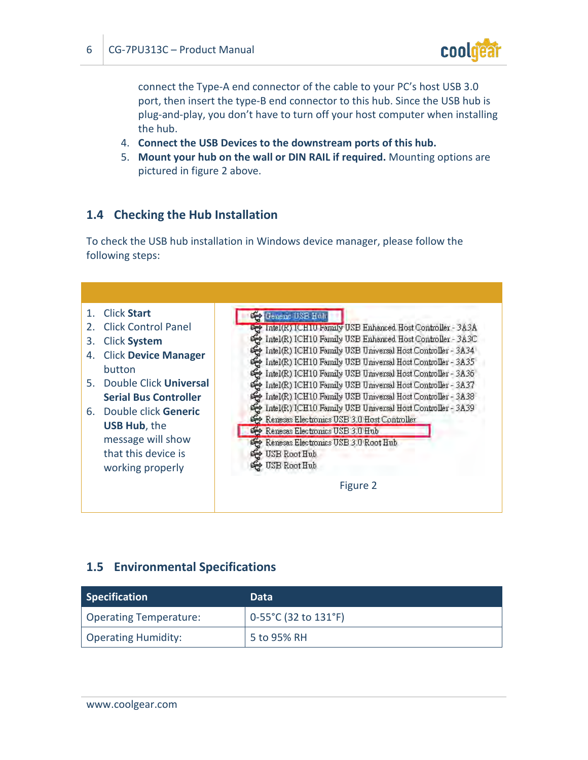connect the Type-A end connector of the cable to your PC's host USB 3.0 port, then insert the type-B end connector to this hub. Since the USB hub is plug-and-play, you don't have to turn off your host computer when installing the hub.

4. **Connect the USB Devices to the downstream ports of this hub.**
5. **Mount your hub on the wall or DIN RAIL if required.** Mounting options are pictured in figure 2 above.

## 1.4 Checking the Hub Installation

To check the USB hub installation in Windows device manager, please follow the following steps:

1. Click **Start**
2. Click Control Panel
3. Click **System**
4. Click **Device Manager** button
5. Double Click **Universal Serial Bus Controller**
6. Double click **Generic USB Hub**, the message will show that this device is working properly

Figure 2

## 1.5 Environmental Specifications

| Specification | Data |
|---|---|
| Operating Temperature: | 0-55°C (32 to 131°F) |
| Operating Humidity: | 5 to 95% RH |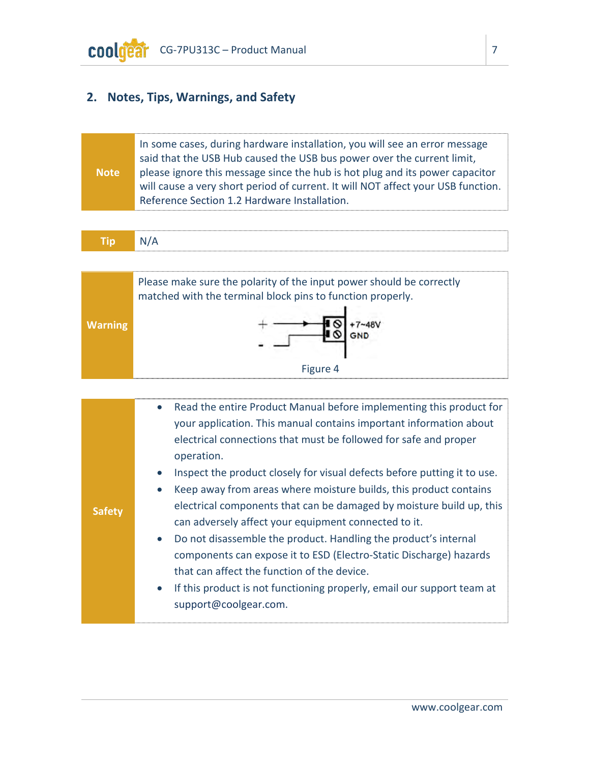## 2. Notes, Tips, Warnings, and Safety

| Note | In some cases, during hardware installation, you will see an error message said that the USB Hub caused the USB bus power over the current limit, please ignore this message since the hub is hot plug and its power capacitor will cause a very short period of current. It will NOT affect your USB function. Reference Section 1.2 Hardware Installation. |
|---|---|

| Tip | N/A |
|---|---|

| Warning | Please make sure the polarity of the input power should be correctly matched with the terminal block pins to function properly. |
|---|---|

+ +7~48V
- GND

Figure 4

**Safety**

- Read the entire Product Manual before implementing this product for your application. This manual contains important information about electrical connections that must be followed for safe and proper operation.
- Inspect the product closely for visual defects before putting it to use.
- Keep away from areas where moisture builds, this product contains electrical components that can be damaged by moisture build up, this can adversely affect your equipment connected to it.
- Do not disassemble the product. Handling the product's internal components can expose it to ESD (Electro-Static Discharge) hazards that can affect the function of the device.
- If this product is not functioning properly, email our support team at support@coolgear.com.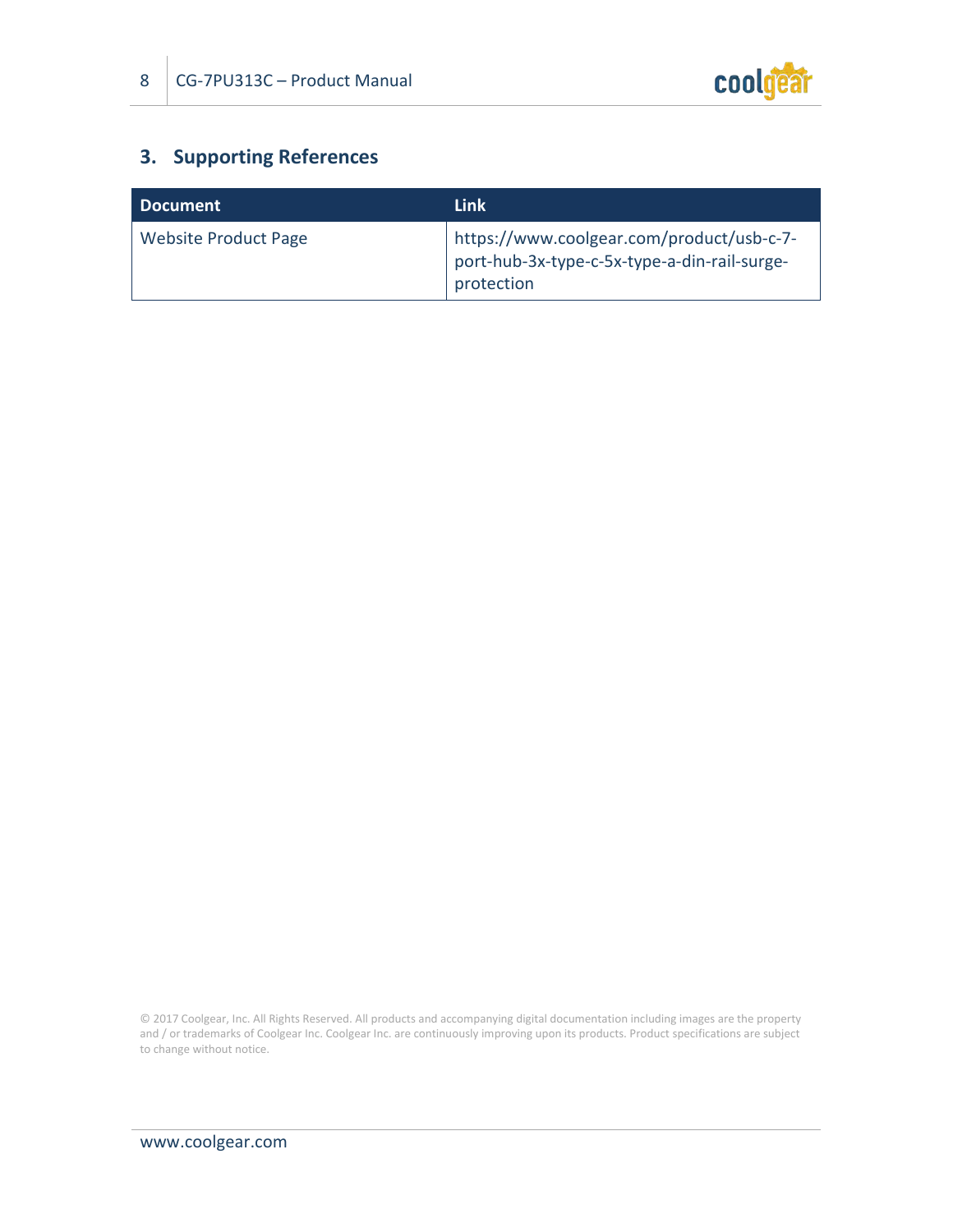## 3. Supporting References

| Document | Link |
| --- | --- |
| Website Product Page | https://www.coolgear.com/product/usb-c-7-port-hub-3x-type-c-5x-type-a-din-rail-surge-protection |

© 2017 Coolgear, Inc. All Rights Reserved. All products and accompanying digital documentation including images are the property and / or trademarks of Coolgear Inc. Coolgear Inc. are continuously improving upon its products. Product specifications are subject to change without notice.